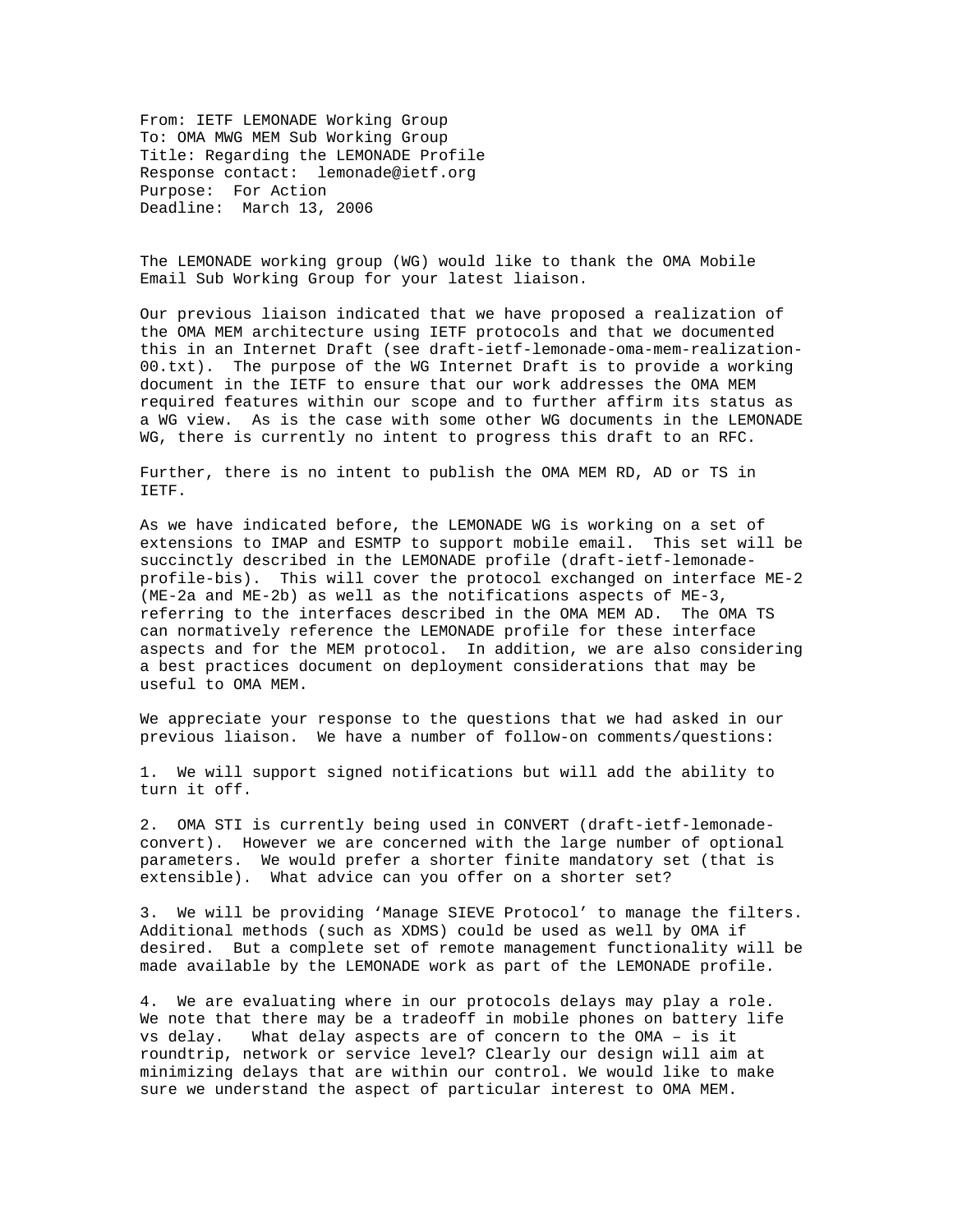From: IETF LEMONADE Working Group
To: OMA MWG MEM Sub Working Group
Title: Regarding the LEMONADE Profile
Response contact: lemonade@ietf.org
Purpose: For Action
Deadline: March 13, 2006

The LEMONADE working group (WG) would like to thank the OMA Mobile Email Sub Working Group for your latest liaison.

Our previous liaison indicated that we have proposed a realization of the OMA MEM architecture using IETF protocols and that we documented this in an Internet Draft (see draft-ietf-lemonade-oma-mem-realization-00.txt). The purpose of the WG Internet Draft is to provide a working document in the IETF to ensure that our work addresses the OMA MEM required features within our scope and to further affirm its status as a WG view. As is the case with some other WG documents in the LEMONADE WG, there is currently no intent to progress this draft to an RFC.

Further, there is no intent to publish the OMA MEM RD, AD or TS in IETF.

As we have indicated before, the LEMONADE WG is working on a set of extensions to IMAP and ESMTP to support mobile email. This set will be succinctly described in the LEMONADE profile (draft-ietf-lemonade-profile-bis). This will cover the protocol exchanged on interface ME-2 (ME-2a and ME-2b) as well as the notifications aspects of ME-3, referring to the interfaces described in the OMA MEM AD. The OMA TS can normatively reference the LEMONADE profile for these interface aspects and for the MEM protocol. In addition, we are also considering a best practices document on deployment considerations that may be useful to OMA MEM.

We appreciate your response to the questions that we had asked in our previous liaison. We have a number of follow-on comments/questions:

1. We will support signed notifications but will add the ability to turn it off.

2. OMA STI is currently being used in CONVERT (draft-ietf-lemonade-convert). However we are concerned with the large number of optional parameters. We would prefer a shorter finite mandatory set (that is extensible). What advice can you offer on a shorter set?

3. We will be providing 'Manage SIEVE Protocol' to manage the filters. Additional methods (such as XDMS) could be used as well by OMA if desired. But a complete set of remote management functionality will be made available by the LEMONADE work as part of the LEMONADE profile.

4. We are evaluating where in our protocols delays may play a role. We note that there may be a tradeoff in mobile phones on battery life vs delay. What delay aspects are of concern to the OMA – is it roundtrip, network or service level? Clearly our design will aim at minimizing delays that are within our control. We would like to make sure we understand the aspect of particular interest to OMA MEM.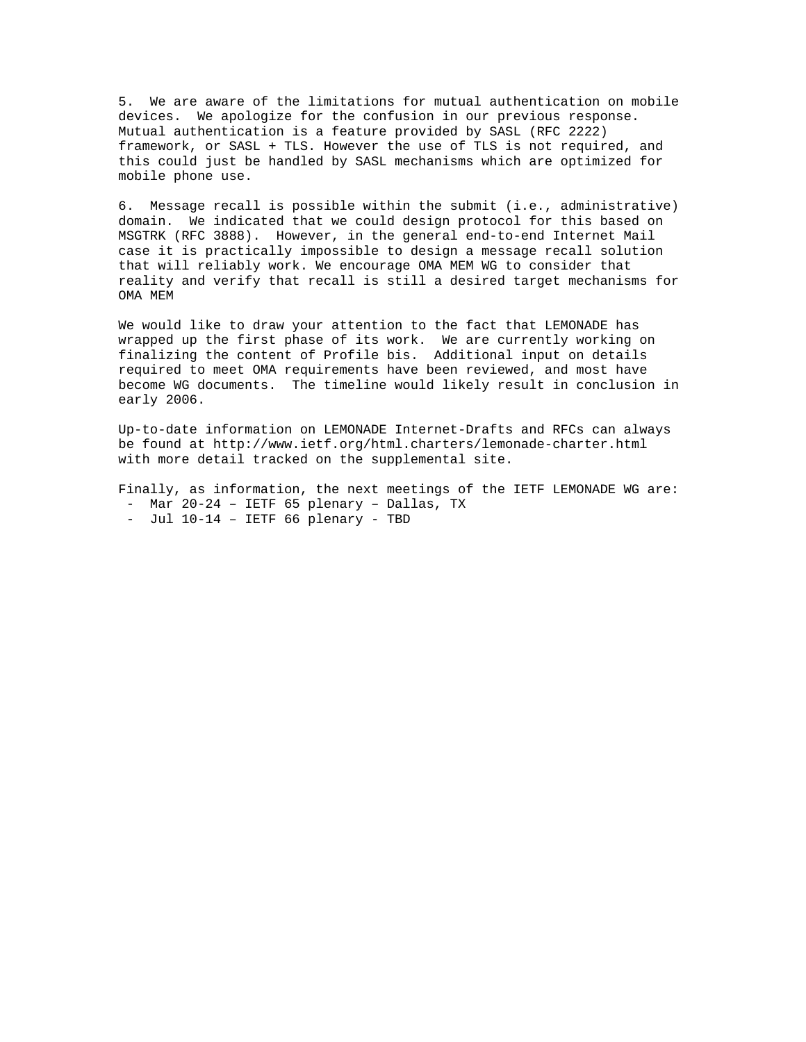5. We are aware of the limitations for mutual authentication on mobile devices. We apologize for the confusion in our previous response. Mutual authentication is a feature provided by SASL (RFC 2222) framework, or SASL + TLS. However the use of TLS is not required, and this could just be handled by SASL mechanisms which are optimized for mobile phone use.

6. Message recall is possible within the submit (i.e., administrative) domain. We indicated that we could design protocol for this based on MSGTRK (RFC 3888). However, in the general end-to-end Internet Mail case it is practically impossible to design a message recall solution that will reliably work. We encourage OMA MEM WG to consider that reality and verify that recall is still a desired target mechanisms for OMA MEM

We would like to draw your attention to the fact that LEMONADE has wrapped up the first phase of its work. We are currently working on finalizing the content of Profile bis. Additional input on details required to meet OMA requirements have been reviewed, and most have become WG documents. The timeline would likely result in conclusion in early 2006.

Up-to-date information on LEMONADE Internet-Drafts and RFCs can always be found at http://www.ietf.org/html.charters/lemonade-charter.html with more detail tracked on the supplemental site.

Finally, as information, the next meetings of the IETF LEMONADE WG are:

- Mar 20-24 – IETF 65 plenary – Dallas, TX
- Jul 10-14 – IETF 66 plenary - TBD